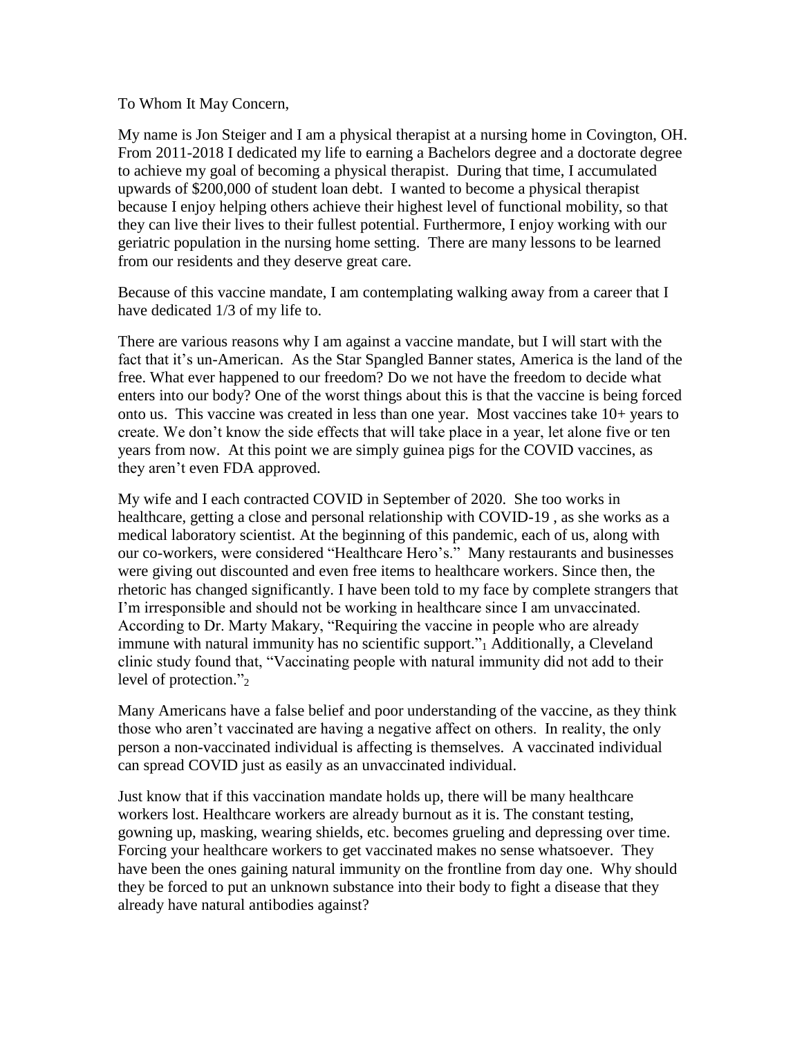To Whom It May Concern,

My name is Jon Steiger and I am a physical therapist at a nursing home in Covington, OH. From 2011-2018 I dedicated my life to earning a Bachelors degree and a doctorate degree to achieve my goal of becoming a physical therapist. During that time, I accumulated upwards of $200,000 of student loan debt. I wanted to become a physical therapist because I enjoy helping others achieve their highest level of functional mobility, so that they can live their lives to their fullest potential. Furthermore, I enjoy working with our geriatric population in the nursing home setting. There are many lessons to be learned from our residents and they deserve great care.

Because of this vaccine mandate, I am contemplating walking away from a career that I have dedicated 1/3 of my life to.

There are various reasons why I am against a vaccine mandate, but I will start with the fact that it's un-American. As the Star Spangled Banner states, America is the land of the free. What ever happened to our freedom? Do we not have the freedom to decide what enters into our body? One of the worst things about this is that the vaccine is being forced onto us. This vaccine was created in less than one year. Most vaccines take 10+ years to create. We don't know the side effects that will take place in a year, let alone five or ten years from now. At this point we are simply guinea pigs for the COVID vaccines, as they aren't even FDA approved.

My wife and I each contracted COVID in September of 2020. She too works in healthcare, getting a close and personal relationship with COVID-19 , as she works as a medical laboratory scientist. At the beginning of this pandemic, each of us, along with our co-workers, were considered "Healthcare Hero's." Many restaurants and businesses were giving out discounted and even free items to healthcare workers. Since then, the rhetoric has changed significantly. I have been told to my face by complete strangers that I'm irresponsible and should not be working in healthcare since I am unvaccinated. According to Dr. Marty Makary, "Requiring the vaccine in people who are already immune with natural immunity has no scientific support."[1] Additionally, a Cleveland clinic study found that, "Vaccinating people with natural immunity did not add to their level of protection."[2]

Many Americans have a false belief and poor understanding of the vaccine, as they think those who aren't vaccinated are having a negative affect on others. In reality, the only person a non-vaccinated individual is affecting is themselves. A vaccinated individual can spread COVID just as easily as an unvaccinated individual.

Just know that if this vaccination mandate holds up, there will be many healthcare workers lost. Healthcare workers are already burnout as it is. The constant testing, gowning up, masking, wearing shields, etc. becomes grueling and depressing over time. Forcing your healthcare workers to get vaccinated makes no sense whatsoever. They have been the ones gaining natural immunity on the frontline from day one. Why should they be forced to put an unknown substance into their body to fight a disease that they already have natural antibodies against?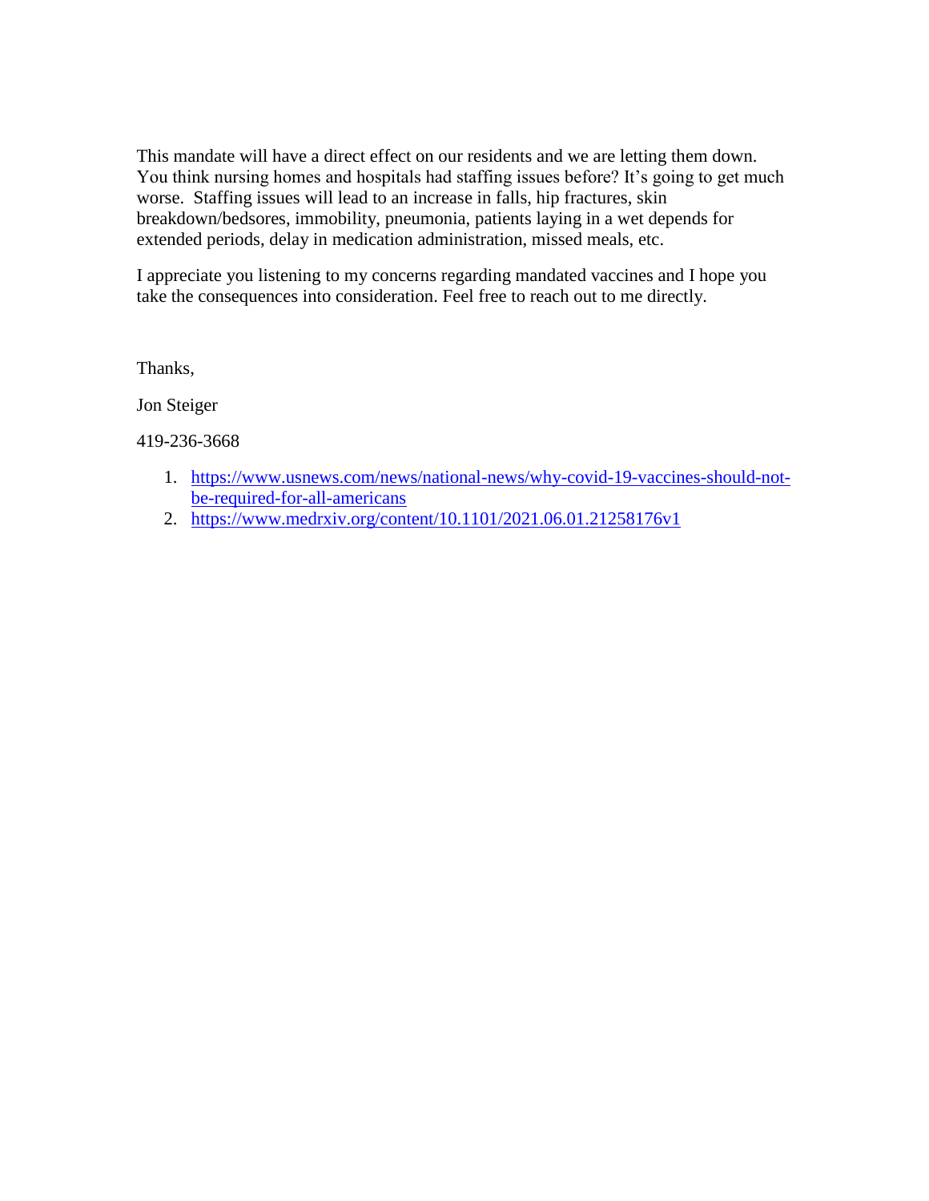This mandate will have a direct effect on our residents and we are letting them down. You think nursing homes and hospitals had staffing issues before? It's going to get much worse. Staffing issues will lead to an increase in falls, hip fractures, skin breakdown/bedsores, immobility, pneumonia, patients laying in a wet depends for extended periods, delay in medication administration, missed meals, etc.

I appreciate you listening to my concerns regarding mandated vaccines and I hope you take the consequences into consideration. Feel free to reach out to me directly.

Thanks,

Jon Steiger

419-236-3668

1. https://www.usnews.com/news/national-news/why-covid-19-vaccines-should-not-be-required-for-all-americans
2. https://www.medrxiv.org/content/10.1101/2021.06.01.21258176v1